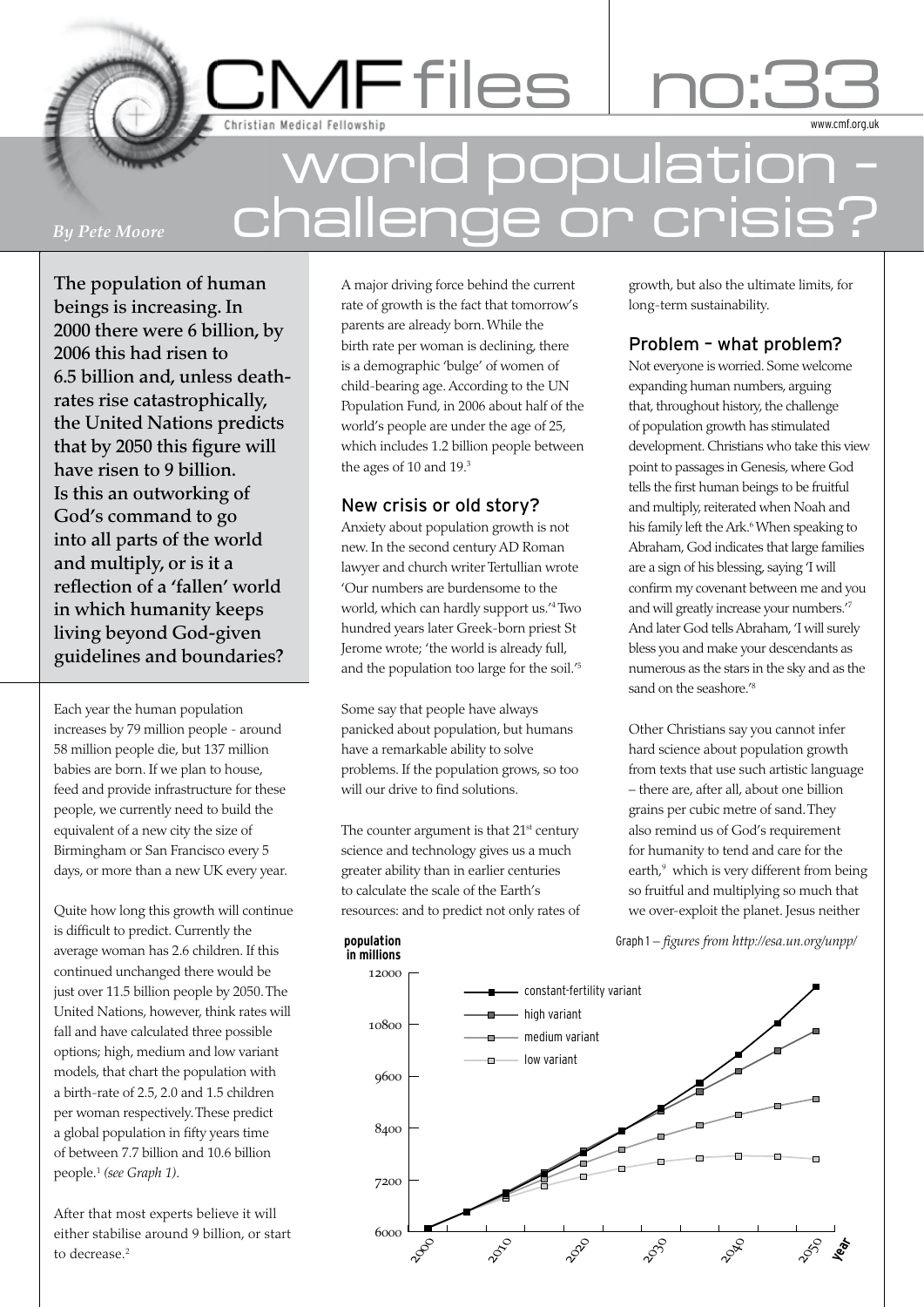# CMF files no:33

Christian Medical Fellowship

www.cmf.org.uk

# world population - challenge or crisis?

*By Pete Moore*

**The population of human beings is increasing. In 2000 there were 6 billion, by 2006 this had risen to 6.5 billion and, unless death-rates rise catastrophically, the United Nations predicts that by 2050 this figure will have risen to 9 billion. Is this an outworking of God's command to go into all parts of the world and multiply, or is it a reflection of a 'fallen' world in which humanity keeps living beyond God-given guidelines and boundaries?**

Each year the human population increases by 79 million people - around 58 million people die, but 137 million babies are born. If we plan to house, feed and provide infrastructure for these people, we currently need to build the equivalent of a new city the size of Birmingham or San Francisco every 5 days, or more than a new UK every year.

Quite how long this growth will continue is difficult to predict. Currently the average woman has 2.6 children. If this continued unchanged there would be just over 11.5 billion people by 2050. The United Nations, however, think rates will fall and have calculated three possible options; high, medium and low variant models, that chart the population with a birth-rate of 2.5, 2.0 and 1.5 children per woman respectively. These predict a global population in fifty years time of between 7.7 billion and 10.6 billion people.[1] *(see Graph 1)*.

After that most experts believe it will either stabilise around 9 billion, or start to decrease.[2]

A major driving force behind the current rate of growth is the fact that tomorrow's parents are already born. While the birth rate per woman is declining, there is a demographic 'bulge' of women of child-bearing age. According to the UN Population Fund, in 2006 about half of the world's people are under the age of 25, which includes 1.2 billion people between the ages of 10 and 19.[3]

## New crisis or old story?

Anxiety about population growth is not new. In the second century AD Roman lawyer and church writer Tertullian wrote 'Our numbers are burdensome to the world, which can hardly support us.'[4] Two hundred years later Greek-born priest St Jerome wrote; 'the world is already full, and the population too large for the soil.'[5]

Some say that people have always panicked about population, but humans have a remarkable ability to solve problems. If the population grows, so too will our drive to find solutions.

The counter argument is that 21st century science and technology gives us a much greater ability than in earlier centuries to calculate the scale of the Earth's resources: and to predict not only rates of growth, but also the ultimate limits, for long-term sustainability.

## Problem – what problem?

Not everyone is worried. Some welcome expanding human numbers, arguing that, throughout history, the challenge of population growth has stimulated development. Christians who take this view point to passages in Genesis, where God tells the first human beings to be fruitful and multiply, reiterated when Noah and his family left the Ark.[6] When speaking to Abraham, God indicates that large families are a sign of his blessing, saying 'I will confirm my covenant between me and you and will greatly increase your numbers.'[7] And later God tells Abraham, 'I will surely bless you and make your descendants as numerous as the stars in the sky and as the sand on the seashore.'[8]

Other Christians say you cannot infer hard science about population growth from texts that use such artistic language – there are, after all, about one billion grains per cubic metre of sand. They also remind us of God's requirement for humanity to tend and care for the earth,[9] which is very different from being so fruitful and multiplying so much that we over-exploit the planet. Jesus neither

Graph 1 – *figures from http://esa.un.org/unpp/*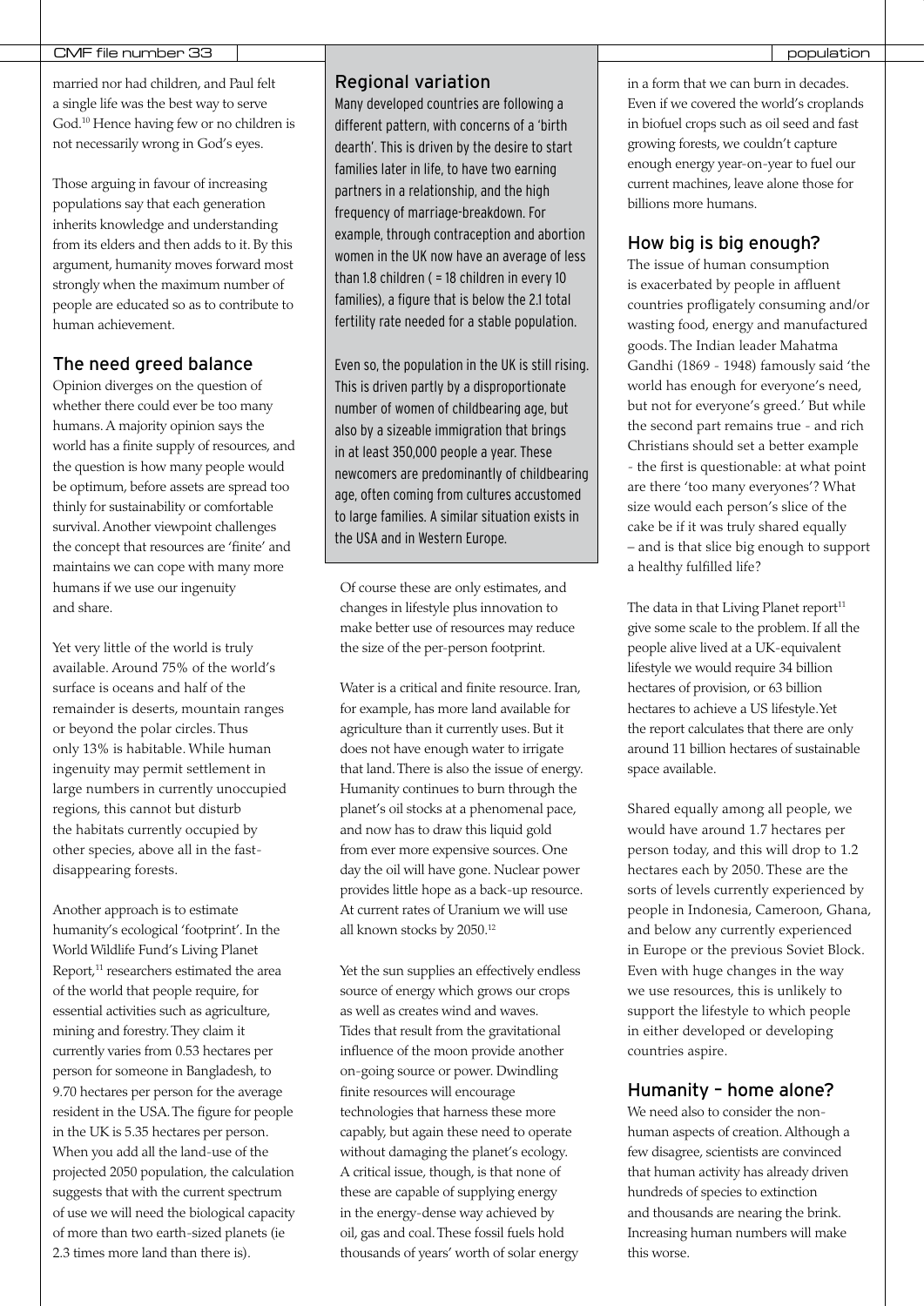married nor had children, and Paul felt a single life was the best way to serve God.[10] Hence having few or no children is not necessarily wrong in God's eyes.

Those arguing in favour of increasing populations say that each generation inherits knowledge and understanding from its elders and then adds to it. By this argument, humanity moves forward most strongly when the maximum number of people are educated so as to contribute to human achievement.

## The need greed balance

Opinion diverges on the question of whether there could ever be too many humans. A majority opinion says the world has a finite supply of resources, and the question is how many people would be optimum, before assets are spread too thinly for sustainability or comfortable survival. Another viewpoint challenges the concept that resources are 'finite' and maintains we can cope with many more humans if we use our ingenuity and share.

Yet very little of the world is truly available. Around 75% of the world's surface is oceans and half of the remainder is deserts, mountain ranges or beyond the polar circles. Thus only 13% is habitable. While human ingenuity may permit settlement in large numbers in currently unoccupied regions, this cannot but disturb the habitats currently occupied by other species, above all in the fast-disappearing forests.

Another approach is to estimate humanity's ecological 'footprint'. In the World Wildlife Fund's Living Planet Report,[11] researchers estimated the area of the world that people require, for essential activities such as agriculture, mining and forestry. They claim it currently varies from 0.53 hectares per person for someone in Bangladesh, to 9.70 hectares per person for the average resident in the USA. The figure for people in the UK is 5.35 hectares per person. When you add all the land-use of the projected 2050 population, the calculation suggests that with the current spectrum of use we will need the biological capacity of more than two earth-sized planets (ie 2.3 times more land than there is).

## Regional variation

Many developed countries are following a different pattern, with concerns of a 'birth dearth'. This is driven by the desire to start families later in life, to have two earning partners in a relationship, and the high frequency of marriage-breakdown. For example, through contraception and abortion women in the UK now have an average of less than 1.8 children ( = 18 children in every 10 families), a figure that is below the 2.1 total fertility rate needed for a stable population.

Even so, the population in the UK is still rising. This is driven partly by a disproportionate number of women of childbearing age, but also by a sizeable immigration that brings in at least 350,000 people a year. These newcomers are predominantly of childbearing age, often coming from cultures accustomed to large families. A similar situation exists in the USA and in Western Europe.

Of course these are only estimates, and changes in lifestyle plus innovation to make better use of resources may reduce the size of the per-person footprint.

Water is a critical and finite resource. Iran, for example, has more land available for agriculture than it currently uses. But it does not have enough water to irrigate that land. There is also the issue of energy. Humanity continues to burn through the planet's oil stocks at a phenomenal pace, and now has to draw this liquid gold from ever more expensive sources. One day the oil will have gone. Nuclear power provides little hope as a back-up resource. At current rates of Uranium we will use all known stocks by 2050.[12]

Yet the sun supplies an effectively endless source of energy which grows our crops as well as creates wind and waves. Tides that result from the gravitational influence of the moon provide another on-going source or power. Dwindling finite resources will encourage technologies that harness these more capably, but again these need to operate without damaging the planet's ecology. A critical issue, though, is that none of these are capable of supplying energy in the energy-dense way achieved by oil, gas and coal. These fossil fuels hold thousands of years' worth of solar energy in a form that we can burn in decades. Even if we covered the world's croplands in biofuel crops such as oil seed and fast growing forests, we couldn't capture enough energy year-on-year to fuel our current machines, leave alone those for billions more humans.

## How big is big enough?

The issue of human consumption is exacerbated by people in affluent countries profligately consuming and/or wasting food, energy and manufactured goods. The Indian leader Mahatma Gandhi (1869 - 1948) famously said 'the world has enough for everyone's need, but not for everyone's greed.' But while the second part remains true - and rich Christians should set a better example - the first is questionable: at what point are there 'too many everyones'? What size would each person's slice of the cake be if it was truly shared equally – and is that slice big enough to support a healthy fulfilled life?

The data in that Living Planet report[11] give some scale to the problem. If all the people alive lived at a UK-equivalent lifestyle we would require 34 billion hectares of provision, or 63 billion hectares to achieve a US lifestyle. Yet the report calculates that there are only around 11 billion hectares of sustainable space available.

Shared equally among all people, we would have around 1.7 hectares per person today, and this will drop to 1.2 hectares each by 2050. These are the sorts of levels currently experienced by people in Indonesia, Cameroon, Ghana, and below any currently experienced in Europe or the previous Soviet Block. Even with huge changes in the way we use resources, this is unlikely to support the lifestyle to which people in either developed or developing countries aspire.

## Humanity – home alone?

We need also to consider the non-human aspects of creation. Although a few disagree, scientists are convinced that human activity has already driven hundreds of species to extinction and thousands are nearing the brink. Increasing human numbers will make this worse.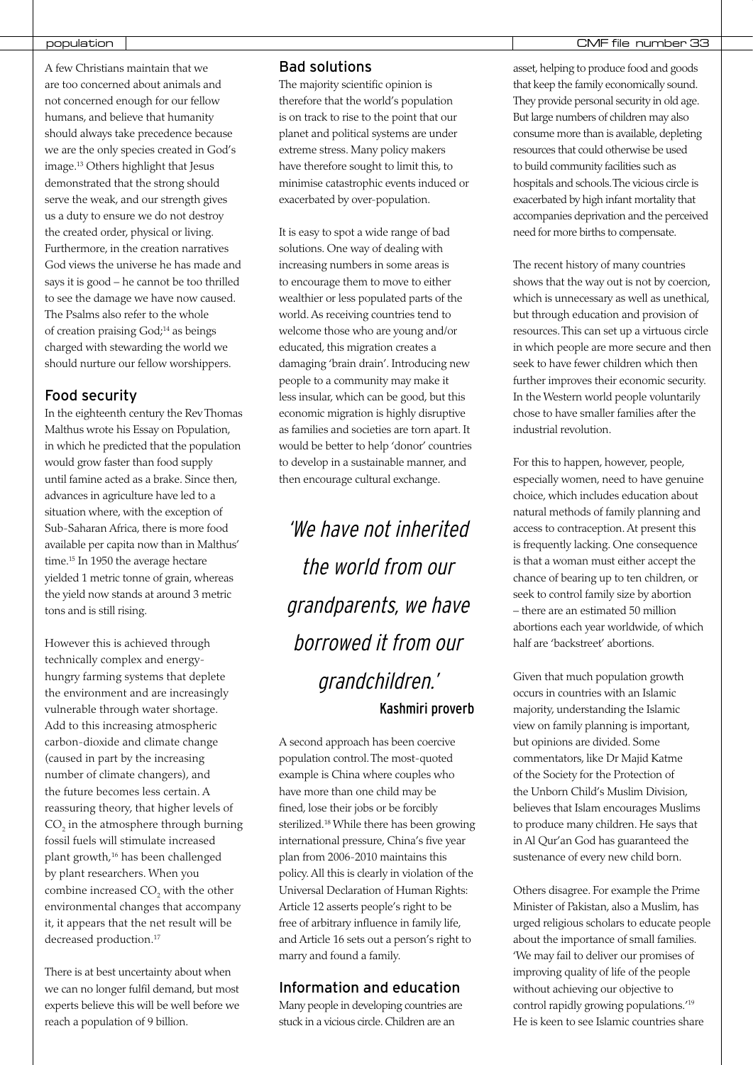A few Christians maintain that we are too concerned about animals and not concerned enough for our fellow humans, and believe that humanity should always take precedence because we are the only species created in God's image.[13] Others highlight that Jesus demonstrated that the strong should serve the weak, and our strength gives us a duty to ensure we do not destroy the created order, physical or living. Furthermore, in the creation narratives God views the universe he has made and says it is good – he cannot be too thrilled to see the damage we have now caused. The Psalms also refer to the whole of creation praising God;[14] as beings charged with stewarding the world we should nurture our fellow worshippers.

## Food security

In the eighteenth century the Rev Thomas Malthus wrote his Essay on Population, in which he predicted that the population would grow faster than food supply until famine acted as a brake. Since then, advances in agriculture have led to a situation where, with the exception of Sub-Saharan Africa, there is more food available per capita now than in Malthus' time.[15] In 1950 the average hectare yielded 1 metric tonne of grain, whereas the yield now stands at around 3 metric tons and is still rising.

However this is achieved through technically complex and energy-hungry farming systems that deplete the environment and are increasingly vulnerable through water shortage. Add to this increasing atmospheric carbon-dioxide and climate change (caused in part by the increasing number of climate changers), and the future becomes less certain. A reassuring theory, that higher levels of $CO_2$ in the atmosphere through burning fossil fuels will stimulate increased plant growth,[16] has been challenged by plant researchers. When you combine increased $CO_2$ with the other environmental changes that accompany it, it appears that the net result will be decreased production.[17]

There is at best uncertainty about when we can no longer fulfil demand, but most experts believe this will be well before we reach a population of 9 billion.

## Bad solutions

The majority scientific opinion is therefore that the world's population is on track to rise to the point that our planet and political systems are under extreme stress. Many policy makers have therefore sought to limit this, to minimise catastrophic events induced or exacerbated by over-population.

It is easy to spot a wide range of bad solutions. One way of dealing with increasing numbers in some areas is to encourage them to move to either wealthier or less populated parts of the world. As receiving countries tend to welcome those who are young and/or educated, this migration creates a damaging 'brain drain'. Introducing new people to a community may make it less insular, which can be good, but this economic migration is highly disruptive as families and societies are torn apart. It would be better to help 'donor' countries to develop in a sustainable manner, and then encourage cultural exchange.

> *'We have not inherited the world from our grandparents, we have borrowed it from our grandchildren.'*
>
> **Kashmiri proverb**

A second approach has been coercive population control. The most-quoted example is China where couples who have more than one child may be fined, lose their jobs or be forcibly sterilized.[18] While there has been growing international pressure, China's five year plan from 2006-2010 maintains this policy. All this is clearly in violation of the Universal Declaration of Human Rights: Article 12 asserts people's right to be free of arbitrary influence in family life, and Article 16 sets out a person's right to marry and found a family.

## Information and education

Many people in developing countries are stuck in a vicious circle. Children are an asset, helping to produce food and goods that keep the family economically sound. They provide personal security in old age. But large numbers of children may also consume more than is available, depleting resources that could otherwise be used to build community facilities such as hospitals and schools. The vicious circle is exacerbated by high infant mortality that accompanies deprivation and the perceived need for more births to compensate.

The recent history of many countries shows that the way out is not by coercion, which is unnecessary as well as unethical, but through education and provision of resources. This can set up a virtuous circle in which people are more secure and then seek to have fewer children which then further improves their economic security. In the Western world people voluntarily chose to have smaller families after the industrial revolution.

For this to happen, however, people, especially women, need to have genuine choice, which includes education about natural methods of family planning and access to contraception. At present this is frequently lacking. One consequence is that a woman must either accept the chance of bearing up to ten children, or seek to control family size by abortion – there are an estimated 50 million abortions each year worldwide, of which half are 'backstreet' abortions.

Given that much population growth occurs in countries with an Islamic majority, understanding the Islamic view on family planning is important, but opinions are divided. Some commentators, like Dr Majid Katme of the Society for the Protection of the Unborn Child's Muslim Division, believes that Islam encourages Muslims to produce many children. He says that in Al Qur'an God has guaranteed the sustenance of every new child born.

Others disagree. For example the Prime Minister of Pakistan, also a Muslim, has urged religious scholars to educate people about the importance of small families. 'We may fail to deliver our promises of improving quality of life of the people without achieving our objective to control rapidly growing populations.'[19] He is keen to see Islamic countries share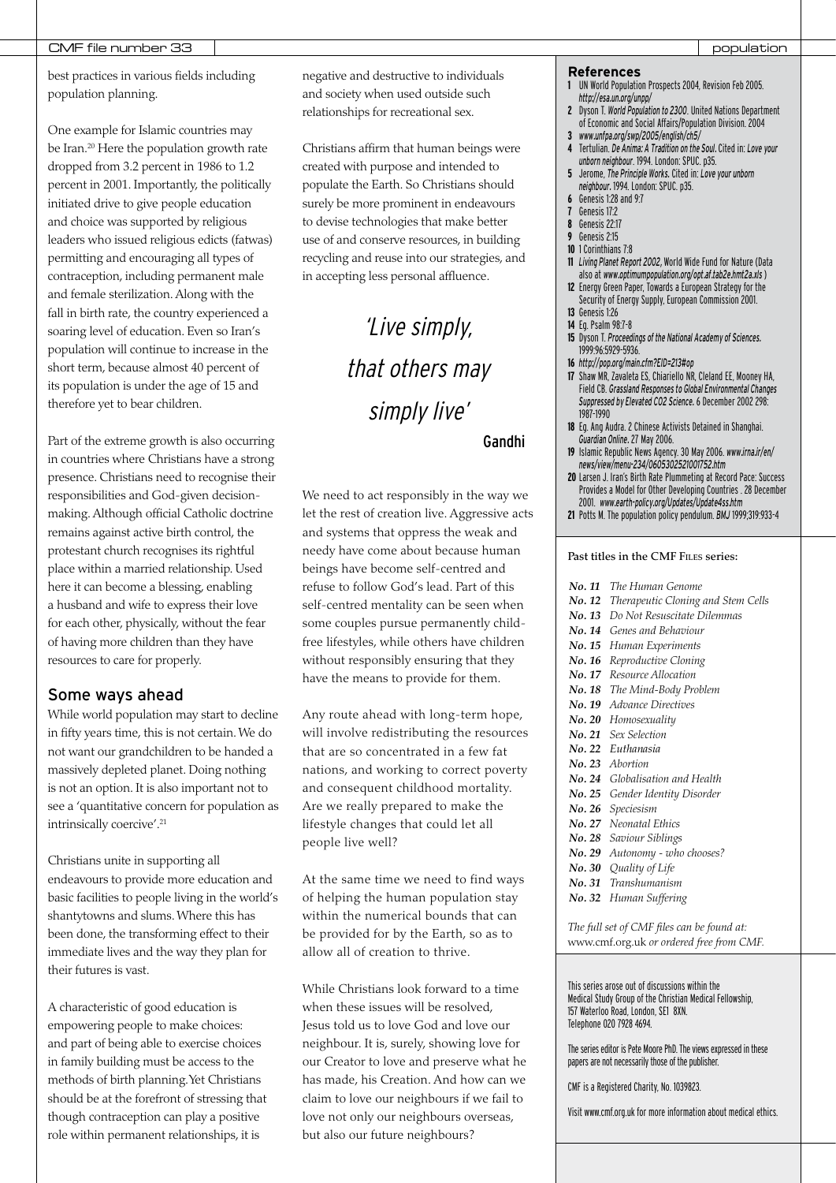best practices in various fields including population planning.

One example for Islamic countries may be Iran.[20] Here the population growth rate dropped from 3.2 percent in 1986 to 1.2 percent in 2001. Importantly, the politically initiated drive to give people education and choice was supported by religious leaders who issued religious edicts (fatwas) permitting and encouraging all types of contraception, including permanent male and female sterilization. Along with the fall in birth rate, the country experienced a soaring level of education. Even so Iran's population will continue to increase in the short term, because almost 40 percent of its population is under the age of 15 and therefore yet to bear children.

Part of the extreme growth is also occurring in countries where Christians have a strong presence. Christians need to recognise their responsibilities and God-given decision-making. Although official Catholic doctrine remains against active birth control, the protestant church recognises its rightful place within a married relationship. Used here it can become a blessing, enabling a husband and wife to express their love for each other, physically, without the fear of having more children than they have resources to care for properly.

## Some ways ahead

While world population may start to decline in fifty years time, this is not certain. We do not want our grandchildren to be handed a massively depleted planet. Doing nothing is not an option. It is also important not to see a 'quantitative concern for population as intrinsically coercive'.[21]

Christians unite in supporting all endeavours to provide more education and basic facilities to people living in the world's shantytowns and slums. Where this has been done, the transforming effect to their immediate lives and the way they plan for their futures is vast.

A characteristic of good education is empowering people to make choices: and part of being able to exercise choices in family building must be access to the methods of birth planning. Yet Christians should be at the forefront of stressing that though contraception can play a positive role within permanent relationships, it is negative and destructive to individuals and society when used outside such relationships for recreational sex.

Christians affirm that human beings were created with purpose and intended to populate the Earth. So Christians should surely be more prominent in endeavours to devise technologies that make better use of and conserve resources, in building recycling and reuse into our strategies, and in accepting less personal affluence.

> *'Live simply, that others may simply live'*
>
> **Gandhi**

We need to act responsibly in the way we let the rest of creation live. Aggressive acts and systems that oppress the weak and needy have come about because human beings have become self-centred and refuse to follow God's lead. Part of this self-centred mentality can be seen when some couples pursue permanently child-free lifestyles, while others have children without responsibly ensuring that they have the means to provide for them.

Any route ahead with long-term hope, will involve redistributing the resources that are so concentrated in a few fat nations, and working to correct poverty and consequent childhood mortality. Are we really prepared to make the lifestyle changes that could let all people live well?

At the same time we need to find ways of helping the human population stay within the numerical bounds that can be provided for by the Earth, so as to allow all of creation to thrive.

While Christians look forward to a time when these issues will be resolved, Jesus told us to love God and love our neighbour. It is, surely, showing love for our Creator to love and preserve what he has made, his Creation. And how can we claim to love our neighbours if we fail to love not only our neighbours overseas, but also our future neighbours?

## References

1. UN World Population Prospects 2004, Revision Feb 2005. *http://esa.un.org/unpp/*
2. Dyson T. *World Population to 2300*. United Nations Department of Economic and Social Affairs/Population Division. 2004
3. *www.unfpa.org/swp/2005/english/ch5/*
4. Tertulian. *De Anima: A Tradition on the Soul*. Cited in: *Love your unborn neighbour*. 1994. London: SPUC. p35.
5. Jerome, *The Principle Works*. Cited in: *Love your unborn neighbour*. 1994. London: SPUC. p35.
6. Genesis 1:28 and 9:7
7. Genesis 17:2
8. Genesis 22:17
9. Genesis 2:15
10. 1 Corinthians 7:8
11. *Living Planet Report 2002*, World Wide Fund for Nature (Data also at *www.optimumpopulation.org/opt.af.tab2e.hmt2a.xls* )
12. Energy Green Paper, Towards a European Strategy for the Security of Energy Supply, European Commission 2001.
13. Genesis 1:26
14. Eg. Psalm 98:7-8
15. Dyson T. *Proceedings of the National Academy of Sciences*. 1999:96:5929-5936.
16. *http://pop.org/main.cfm?EID=213#op*
17. Shaw MR, Zavaleta ES, Chiariello NR, Cleland EE, Mooney HA, Field CB. *Grassland Responses to Global Environmental Changes Suppressed by Elevated CO2 Science*. 6 December 2002 298: 1987-1990
18. Eg. Ang Audra. 2 Chinese Activists Detained in Shanghai. *Guardian Online*. 27 May 2006.
19. Islamic Republic News Agency. 30 May 2006. *www.irna.ir/en/news/view/menu-234/0605302521001752.htm*
20. Larsen J. Iran's Birth Rate Plummeting at Record Pace: Success Provides a Model for Other Developing Countries . 28 December 2001. *www.earth-policy.org/Updates/Update4ss.htm*
21. Potts M. The population policy pendulum. *BMJ* 1999;319:933-4

**Past titles in the CMF Files series:**

- *No. 11* *The Human Genome*
- *No. 12* *Therapeutic Cloning and Stem Cells*
- *No. 13* *Do Not Resuscitate Dilemmas*
- *No. 14* *Genes and Behaviour*
- *No. 15* *Human Experiments*
- *No. 16* *Reproductive Cloning*
- *No. 17* *Resource Allocation*
- *No. 18* *The Mind-Body Problem*
- *No. 19* *Advance Directives*
- *No. 20* *Homosexuality*
- *No. 21* *Sex Selection*
- *No. 22* *Euthanasia*
- *No. 23* *Abortion*
- *No. 24* *Globalisation and Health*
- *No. 25* *Gender Identity Disorder*
- *No. 26* *Speciesism*
- *No. 27* *Neonatal Ethics*
- *No. 28* *Saviour Siblings*
- *No. 29* *Autonomy - who chooses?*
- *No. 30* *Quality of Life*
- *No. 31* *Transhumanism*
- *No. 32* *Human Suffering*

*The full set of CMF files can be found at:* www.cmf.org.uk *or ordered free from CMF.*

This series arose out of discussions within the Medical Study Group of the Christian Medical Fellowship, 157 Waterloo Road, London, SE1 8XN. Telephone 020 7928 4694.

The series editor is Pete Moore PhD. The views expressed in these papers are not necessarily those of the publisher.

CMF is a Registered Charity, No. 1039823.

Visit www.cmf.org.uk for more information about medical ethics.